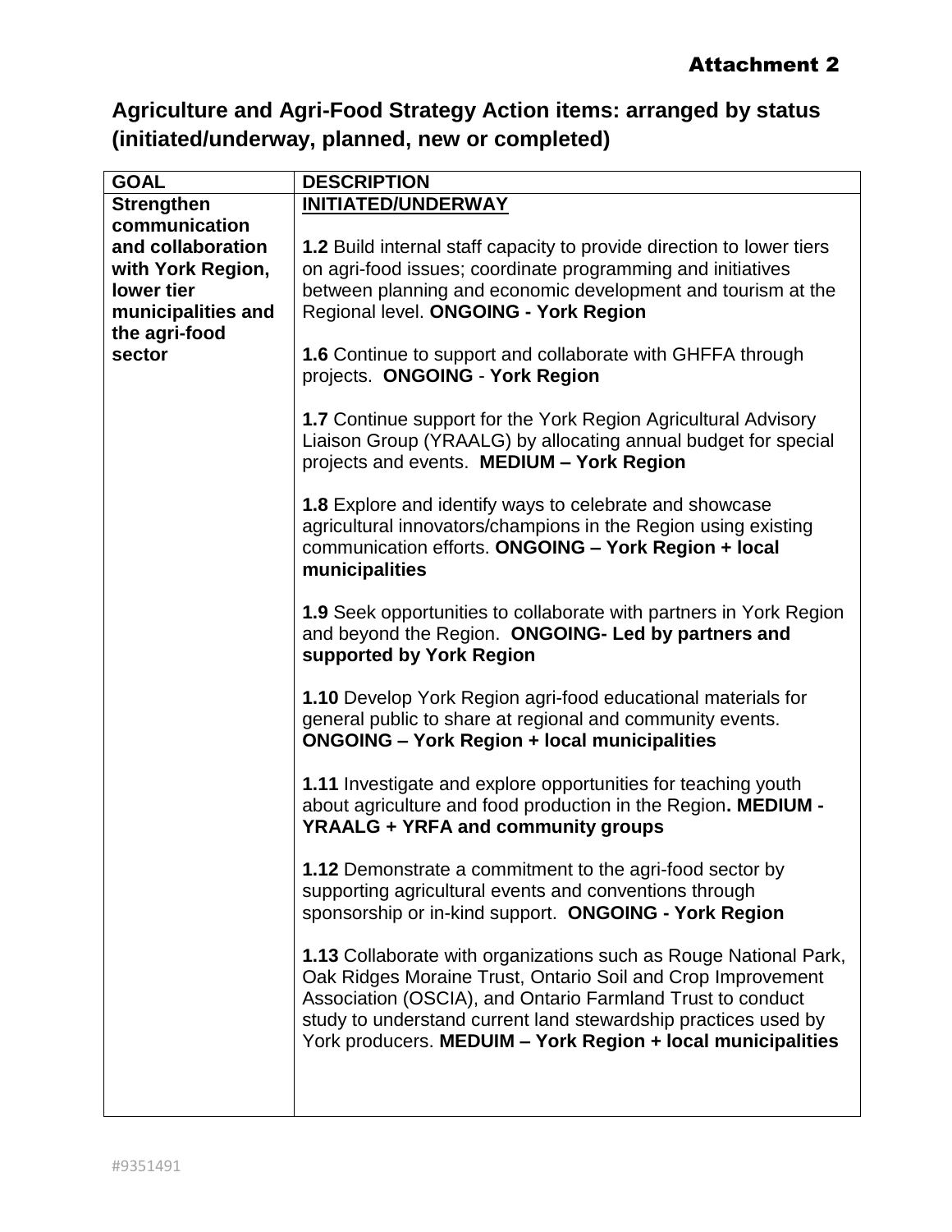**Attachment 2**

## Agriculture and Agri-Food Strategy Action items: arranged by status (initiated/underway, planned, new or completed)

| GOAL | DESCRIPTION |
|---|---|
| **Strengthen communication and collaboration with York Region, lower tier municipalities and the agri-food sector** | <u>**INITIATED/UNDERWAY**</u><br><br>**1.2** Build internal staff capacity to provide direction to lower tiers on agri-food issues; coordinate programming and initiatives between planning and economic development and tourism at the Regional level. **ONGOING - York Region**<br><br>**1.6** Continue to support and collaborate with GHFFA through projects. **ONGOING** - **York Region**<br><br>**1.7** Continue support for the York Region Agricultural Advisory Liaison Group (YRAALG) by allocating annual budget for special projects and events. **MEDIUM – York Region**<br><br>**1.8** Explore and identify ways to celebrate and showcase agricultural innovators/champions in the Region using existing communication efforts. **ONGOING – York Region + local municipalities**<br><br>**1.9** Seek opportunities to collaborate with partners in York Region and beyond the Region. **ONGOING- Led by partners and supported by York Region**<br><br>**1.10** Develop York Region agri-food educational materials for general public to share at regional and community events. **ONGOING – York Region + local municipalities**<br><br>**1.11** Investigate and explore opportunities for teaching youth about agriculture and food production in the Region**. MEDIUM - YRAALG + YRFA and community groups**<br><br>**1.12** Demonstrate a commitment to the agri-food sector by supporting agricultural events and conventions through sponsorship or in-kind support. **ONGOING - York Region**<br><br>**1.13** Collaborate with organizations such as Rouge National Park, Oak Ridges Moraine Trust, Ontario Soil and Crop Improvement Association (OSCIA), and Ontario Farmland Trust to conduct study to understand current land stewardship practices used by York producers. **MEDUIM – York Region + local municipalities** |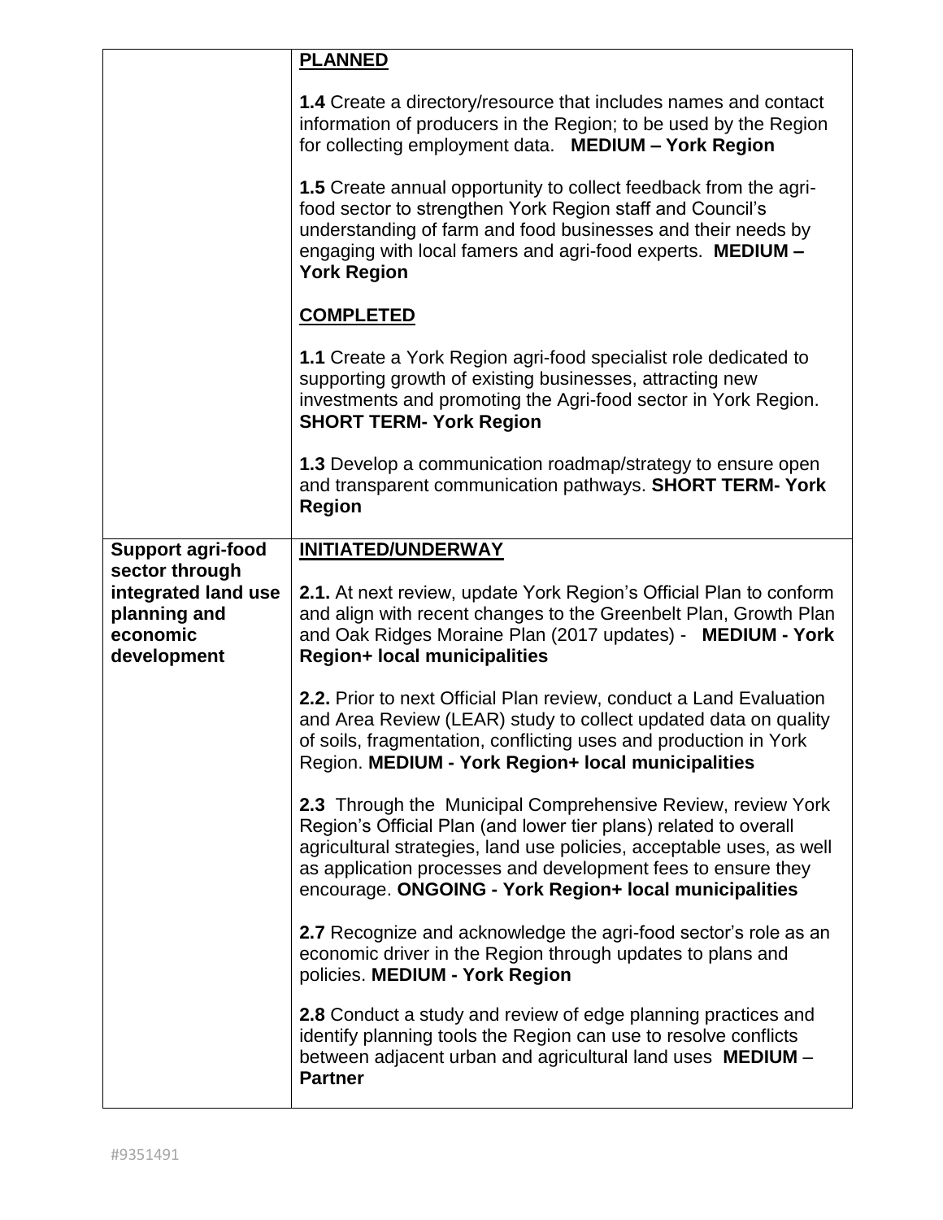| | |
|---|---|
| | **PLANNED**<br><br>**1.4** Create a directory/resource that includes names and contact information of producers in the Region; to be used by the Region for collecting employment data. **MEDIUM – York Region**<br><br>**1.5** Create annual opportunity to collect feedback from the agri-food sector to strengthen York Region staff and Council's understanding of farm and food businesses and their needs by engaging with local famers and agri-food experts. **MEDIUM – York Region**<br><br>**COMPLETED**<br><br>**1.1** Create a York Region agri-food specialist role dedicated to supporting growth of existing businesses, attracting new investments and promoting the Agri-food sector in York Region. **SHORT TERM- York Region**<br><br>**1.3** Develop a communication roadmap/strategy to ensure open and transparent communication pathways. **SHORT TERM- York Region** |
| **Support agri-food sector through integrated land use planning and economic development** | **INITIATED/UNDERWAY**<br><br>**2.1.** At next review, update York Region's Official Plan to conform and align with recent changes to the Greenbelt Plan, Growth Plan and Oak Ridges Moraine Plan (2017 updates) - **MEDIUM - York Region+ local municipalities**<br><br>**2.2.** Prior to next Official Plan review, conduct a Land Evaluation and Area Review (LEAR) study to collect updated data on quality of soils, fragmentation, conflicting uses and production in York Region. **MEDIUM - York Region+ local municipalities**<br><br>**2.3** Through the Municipal Comprehensive Review, review York Region's Official Plan (and lower tier plans) related to overall agricultural strategies, land use policies, acceptable uses, as well as application processes and development fees to ensure they encourage. **ONGOING - York Region+ local municipalities**<br><br>**2.7** Recognize and acknowledge the agri-food sector's role as an economic driver in the Region through updates to plans and policies. **MEDIUM - York Region**<br><br>**2.8** Conduct a study and review of edge planning practices and identify planning tools the Region can use to resolve conflicts between adjacent urban and agricultural land uses **MEDIUM – Partner** |

#9351491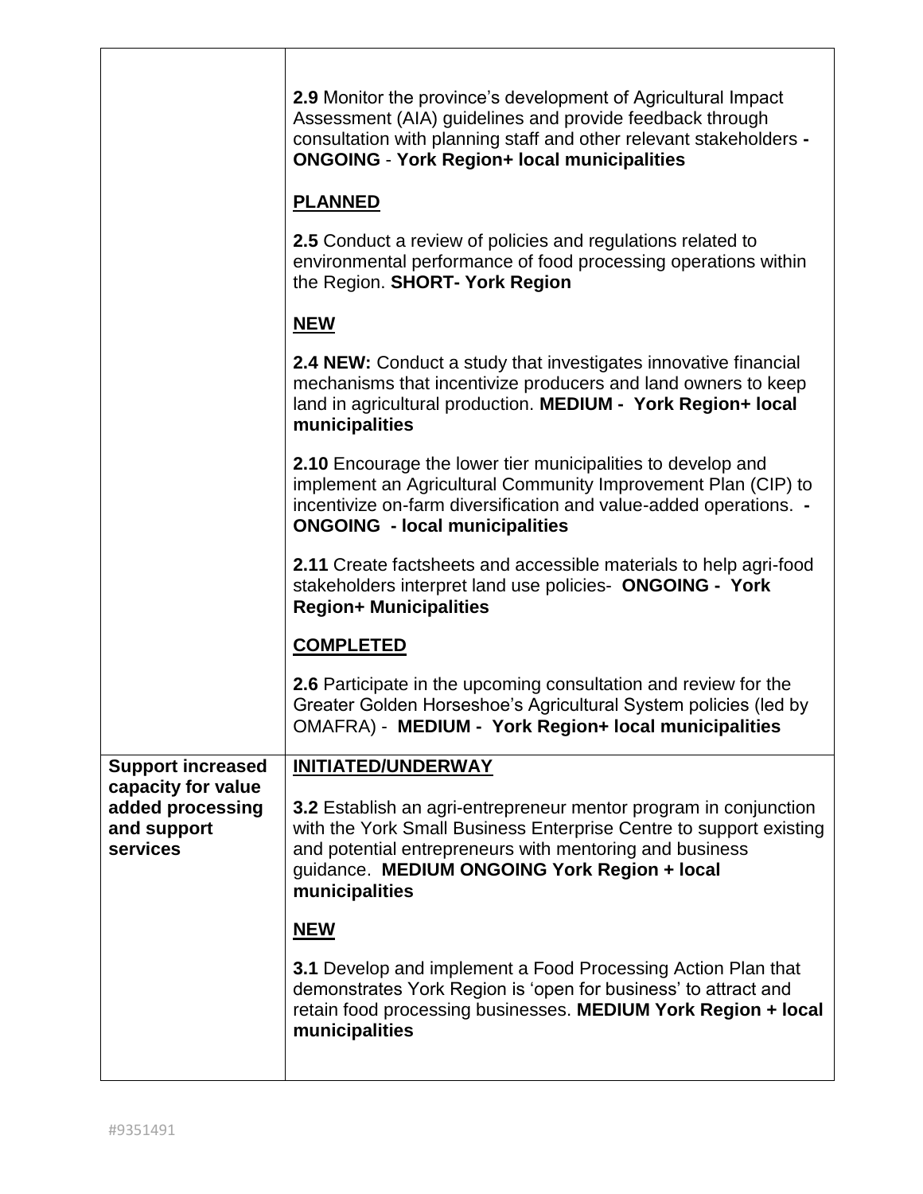| | |
|---|---|
| | **2.9** Monitor the province's development of Agricultural Impact Assessment (AIA) guidelines and provide feedback through consultation with planning staff and other relevant stakeholders **- ONGOING** - **York Region+ local municipalities**<br><br>**<u>PLANNED</u>**<br><br>**2.5** Conduct a review of policies and regulations related to environmental performance of food processing operations within the Region. **SHORT- York Region**<br><br>**<u>NEW</u>**<br><br>**2.4 NEW:** Conduct a study that investigates innovative financial mechanisms that incentivize producers and land owners to keep land in agricultural production. **MEDIUM - York Region+ local municipalities**<br><br>**2.10** Encourage the lower tier municipalities to develop and implement an Agricultural Community Improvement Plan (CIP) to incentivize on-farm diversification and value-added operations. **- ONGOING - local municipalities**<br><br>**2.11** Create factsheets and accessible materials to help agri-food stakeholders interpret land use policies- **ONGOING - York Region+ Municipalities**<br><br>**<u>COMPLETED</u>**<br><br>**2.6** Participate in the upcoming consultation and review for the Greater Golden Horseshoe's Agricultural System policies (led by OMAFRA) - **MEDIUM - York Region+ local municipalities** |
| **Support increased capacity for value added processing and support services** | **<u>INITIATED/UNDERWAY</u>**<br><br>**3.2** Establish an agri-entrepreneur mentor program in conjunction with the York Small Business Enterprise Centre to support existing and potential entrepreneurs with mentoring and business guidance. **MEDIUM ONGOING York Region + local municipalities**<br><br>**<u>NEW</u>**<br><br>**3.1** Develop and implement a Food Processing Action Plan that demonstrates York Region is 'open for business' to attract and retain food processing businesses. **MEDIUM York Region + local municipalities** |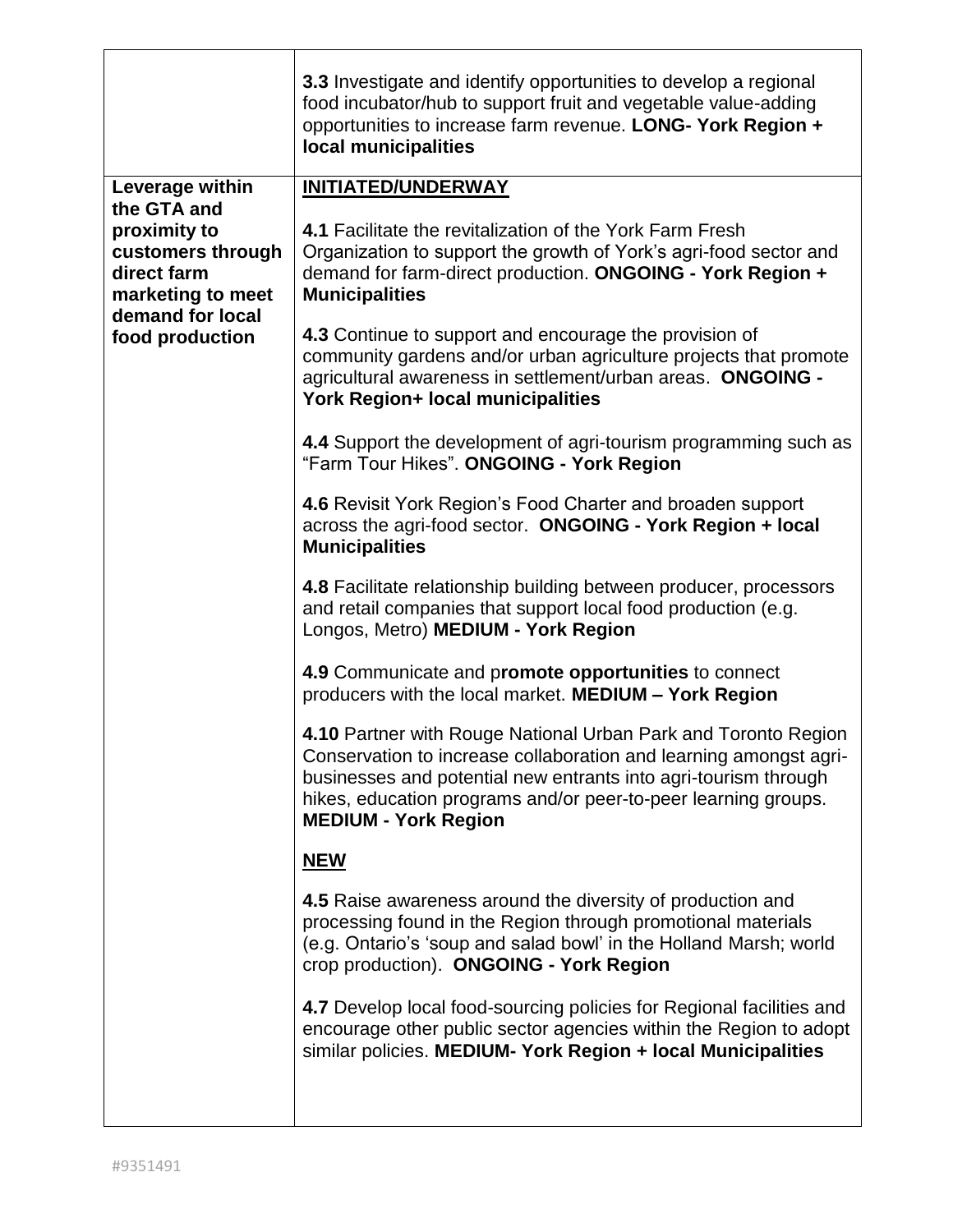| | |
|---|---|
| | **3.3** Investigate and identify opportunities to develop a regional food incubator/hub to support fruit and vegetable value-adding opportunities to increase farm revenue. **LONG- York Region + local municipalities** |
| **Leverage within the GTA and proximity to customers through direct farm marketing to meet demand for local food production** | **<u>INITIATED/UNDERWAY</u>**<br><br>**4.1** Facilitate the revitalization of the York Farm Fresh Organization to support the growth of York's agri-food sector and demand for farm-direct production. **ONGOING - York Region + Municipalities**<br><br>**4.3** Continue to support and encourage the provision of community gardens and/or urban agriculture projects that promote agricultural awareness in settlement/urban areas. **ONGOING - York Region+ local municipalities**<br><br>**4.4** Support the development of agri-tourism programming such as "Farm Tour Hikes". **ONGOING - York Region**<br><br>**4.6** Revisit York Region's Food Charter and broaden support across the agri-food sector. **ONGOING - York Region + local Municipalities**<br><br>**4.8** Facilitate relationship building between producer, processors and retail companies that support local food production (e.g. Longos, Metro) **MEDIUM - York Region**<br><br>**4.9** Communicate and p**romote opportunities** to connect producers with the local market. **MEDIUM – York Region**<br><br>**4.10** Partner with Rouge National Urban Park and Toronto Region Conservation to increase collaboration and learning amongst agri-businesses and potential new entrants into agri-tourism through hikes, education programs and/or peer-to-peer learning groups. **MEDIUM - York Region**<br><br>**<u>NEW</u>**<br><br>**4.5** Raise awareness around the diversity of production and processing found in the Region through promotional materials (e.g. Ontario's 'soup and salad bowl' in the Holland Marsh; world crop production). **ONGOING - York Region**<br><br>**4.7** Develop local food-sourcing policies for Regional facilities and encourage other public sector agencies within the Region to adopt similar policies. **MEDIUM- York Region + local Municipalities** |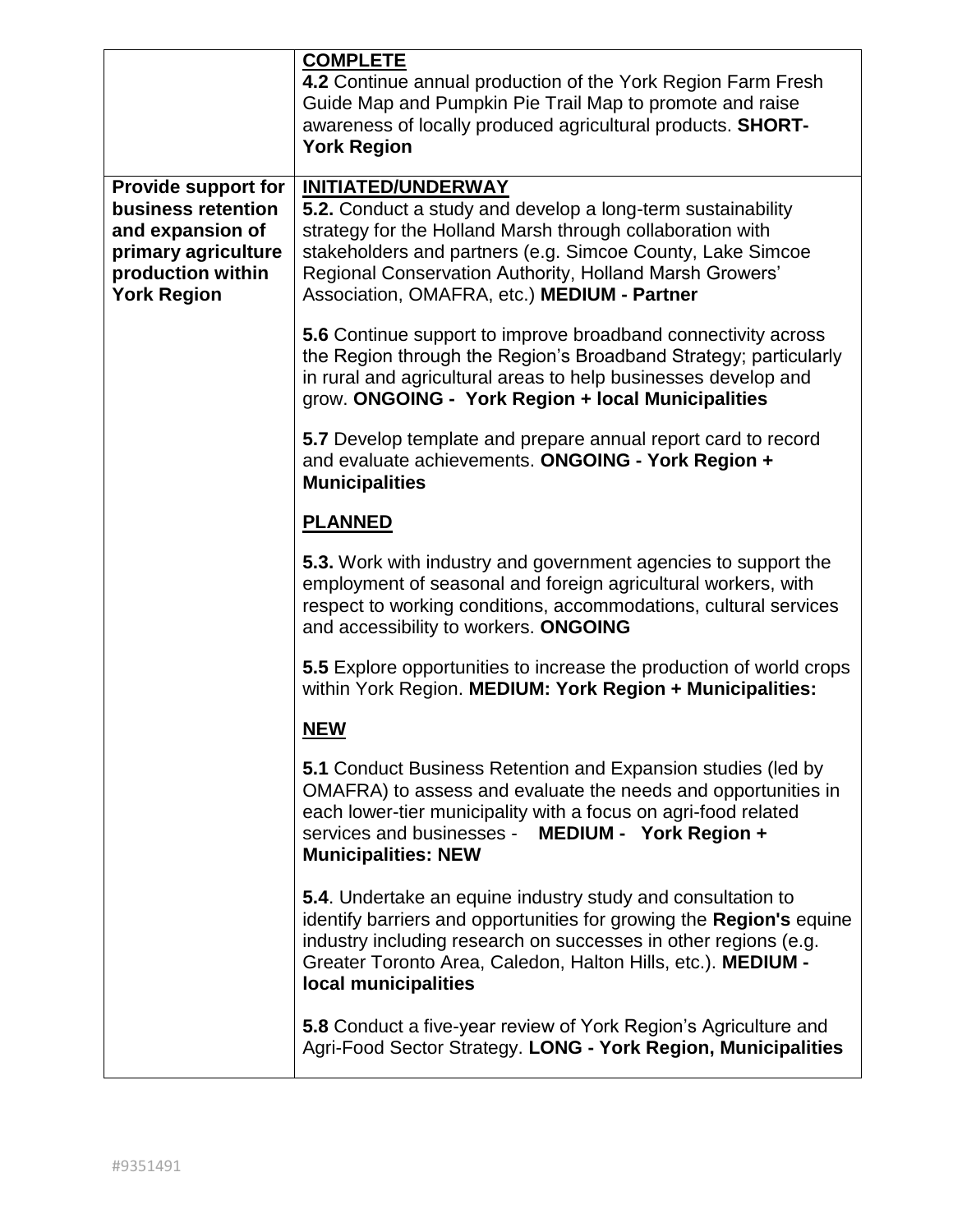| | |
|---|---|
| | **COMPLETE**<br>**4.2** Continue annual production of the York Region Farm Fresh Guide Map and Pumpkin Pie Trail Map to promote and raise awareness of locally produced agricultural products. **SHORT- York Region** |
| **Provide support for business retention and expansion of primary agriculture production within York Region** | **INITIATED/UNDERWAY**<br>**5.2.** Conduct a study and develop a long-term sustainability strategy for the Holland Marsh through collaboration with stakeholders and partners (e.g. Simcoe County, Lake Simcoe Regional Conservation Authority, Holland Marsh Growers' Association, OMAFRA, etc.) **MEDIUM - Partner**<br><br>**5.6** Continue support to improve broadband connectivity across the Region through the Region's Broadband Strategy; particularly in rural and agricultural areas to help businesses develop and grow. **ONGOING - York Region + local Municipalities**<br><br>**5.7** Develop template and prepare annual report card to record and evaluate achievements. **ONGOING - York Region + Municipalities**<br><br>**PLANNED**<br><br>**5.3.** Work with industry and government agencies to support the employment of seasonal and foreign agricultural workers, with respect to working conditions, accommodations, cultural services and accessibility to workers. **ONGOING**<br><br>**5.5** Explore opportunities to increase the production of world crops within York Region. **MEDIUM: York Region + Municipalities:**<br><br>**NEW**<br><br>**5.1** Conduct Business Retention and Expansion studies (led by OMAFRA) to assess and evaluate the needs and opportunities in each lower-tier municipality with a focus on agri-food related services and businesses - **MEDIUM - York Region + Municipalities: NEW**<br><br>**5.4**. Undertake an equine industry study and consultation to identify barriers and opportunities for growing the **Region's** equine industry including research on successes in other regions (e.g. Greater Toronto Area, Caledon, Halton Hills, etc.). **MEDIUM - local municipalities**<br><br>**5.8** Conduct a five-year review of York Region's Agriculture and Agri-Food Sector Strategy. **LONG - York Region, Municipalities** |